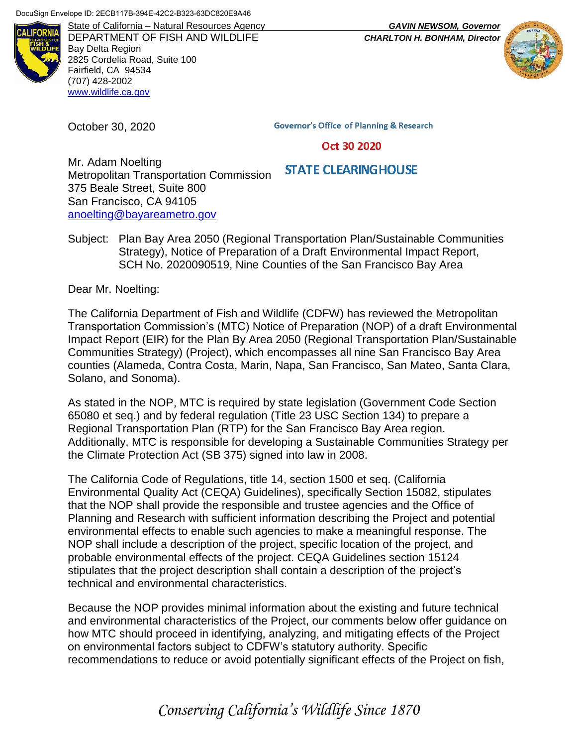DocuSign Envelope ID: 2ECB117B-394E-42C2-B323-63DC820E9A46

State of California – Natural Resources Agency
DEPARTMENT OF FISH AND WILDLIFE
Bay Delta Region
2825 Cordelia Road, Suite 100
Fairfield, CA 94534
(707) 428-2002
www.wildlife.ca.gov

***GAVIN NEWSOM, Governor***
***CHARLTON H. BONHAM, Director***

October 30, 2020

Governor's Office of Planning & Research

Oct 30 2020

STATE CLEARINGHOUSE

Mr. Adam Noelting
Metropolitan Transportation Commission
375 Beale Street, Suite 800
San Francisco, CA 94105
anoelting@bayareametro.gov

Subject: Plan Bay Area 2050 (Regional Transportation Plan/Sustainable Communities Strategy), Notice of Preparation of a Draft Environmental Impact Report, SCH No. 2020090519, Nine Counties of the San Francisco Bay Area

Dear Mr. Noelting:

The California Department of Fish and Wildlife (CDFW) has reviewed the Metropolitan Transportation Commission's (MTC) Notice of Preparation (NOP) of a draft Environmental Impact Report (EIR) for the Plan By Area 2050 (Regional Transportation Plan/Sustainable Communities Strategy) (Project), which encompasses all nine San Francisco Bay Area counties (Alameda, Contra Costa, Marin, Napa, San Francisco, San Mateo, Santa Clara, Solano, and Sonoma).

As stated in the NOP, MTC is required by state legislation (Government Code Section 65080 et seq.) and by federal regulation (Title 23 USC Section 134) to prepare a Regional Transportation Plan (RTP) for the San Francisco Bay Area region. Additionally, MTC is responsible for developing a Sustainable Communities Strategy per the Climate Protection Act (SB 375) signed into law in 2008.

The California Code of Regulations, title 14, section 1500 et seq. (California Environmental Quality Act (CEQA) Guidelines), specifically Section 15082, stipulates that the NOP shall provide the responsible and trustee agencies and the Office of Planning and Research with sufficient information describing the Project and potential environmental effects to enable such agencies to make a meaningful response. The NOP shall include a description of the project, specific location of the project, and probable environmental effects of the project. CEQA Guidelines section 15124 stipulates that the project description shall contain a description of the project's technical and environmental characteristics.

Because the NOP provides minimal information about the existing and future technical and environmental characteristics of the Project, our comments below offer guidance on how MTC should proceed in identifying, analyzing, and mitigating effects of the Project on environmental factors subject to CDFW's statutory authority. Specific recommendations to reduce or avoid potentially significant effects of the Project on fish,

*Conserving California's Wildlife Since 1870*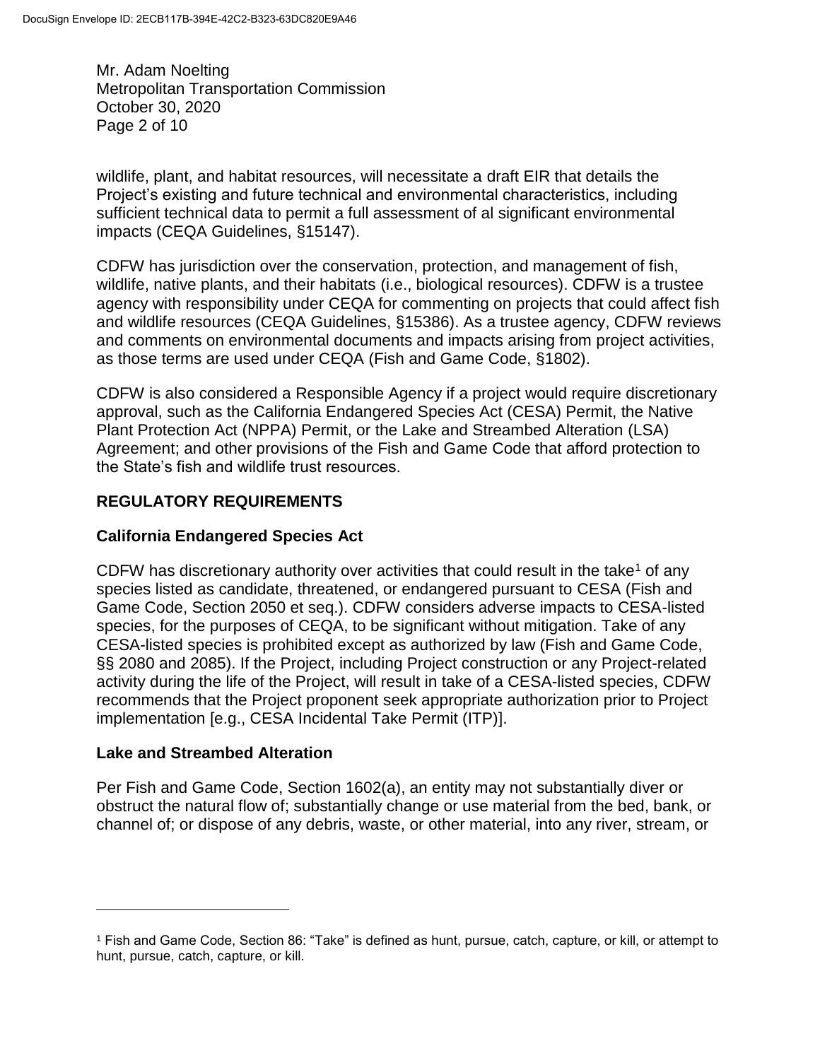wildlife, plant, and habitat resources, will necessitate a draft EIR that details the Project's existing and future technical and environmental characteristics, including sufficient technical data to permit a full assessment of al significant environmental impacts (CEQA Guidelines, §15147).

CDFW has jurisdiction over the conservation, protection, and management of fish, wildlife, native plants, and their habitats (i.e., biological resources). CDFW is a trustee agency with responsibility under CEQA for commenting on projects that could affect fish and wildlife resources (CEQA Guidelines, §15386). As a trustee agency, CDFW reviews and comments on environmental documents and impacts arising from project activities, as those terms are used under CEQA (Fish and Game Code, §1802).

CDFW is also considered a Responsible Agency if a project would require discretionary approval, such as the California Endangered Species Act (CESA) Permit, the Native Plant Protection Act (NPPA) Permit, or the Lake and Streambed Alteration (LSA) Agreement; and other provisions of the Fish and Game Code that afford protection to the State's fish and wildlife trust resources.

## REGULATORY REQUIREMENTS

### California Endangered Species Act

CDFW has discretionary authority over activities that could result in the take[1] of any species listed as candidate, threatened, or endangered pursuant to CESA (Fish and Game Code, Section 2050 et seq.). CDFW considers adverse impacts to CESA-listed species, for the purposes of CEQA, to be significant without mitigation. Take of any CESA-listed species is prohibited except as authorized by law (Fish and Game Code, §§ 2080 and 2085). If the Project, including Project construction or any Project-related activity during the life of the Project, will result in take of a CESA-listed species, CDFW recommends that the Project proponent seek appropriate authorization prior to Project implementation [e.g., CESA Incidental Take Permit (ITP)].

### Lake and Streambed Alteration

Per Fish and Game Code, Section 1602(a), an entity may not substantially diver or obstruct the natural flow of; substantially change or use material from the bed, bank, or channel of; or dispose of any debris, waste, or other material, into any river, stream, or

---

[1] Fish and Game Code, Section 86: "Take" is defined as hunt, pursue, catch, capture, or kill, or attempt to hunt, pursue, catch, capture, or kill.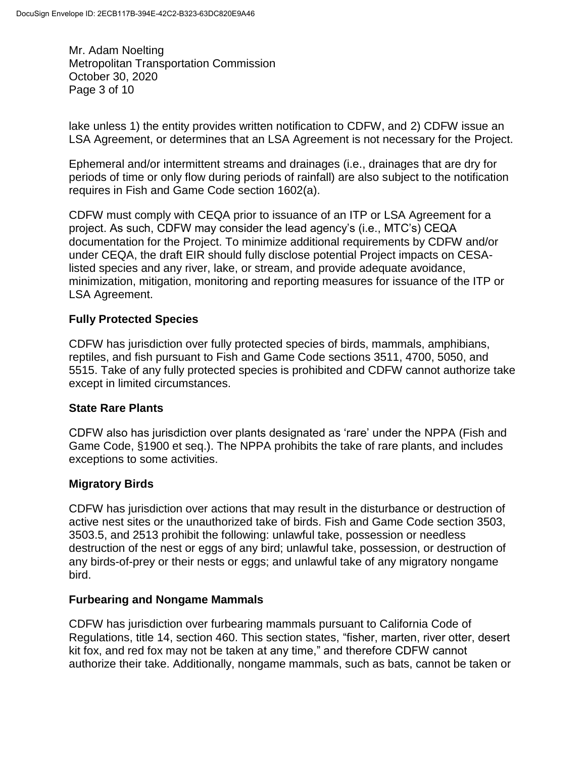lake unless 1) the entity provides written notification to CDFW, and 2) CDFW issue an LSA Agreement, or determines that an LSA Agreement is not necessary for the Project.

Ephemeral and/or intermittent streams and drainages (i.e., drainages that are dry for periods of time or only flow during periods of rainfall) are also subject to the notification requires in Fish and Game Code section 1602(a).

CDFW must comply with CEQA prior to issuance of an ITP or LSA Agreement for a project. As such, CDFW may consider the lead agency's (i.e., MTC's) CEQA documentation for the Project. To minimize additional requirements by CDFW and/or under CEQA, the draft EIR should fully disclose potential Project impacts on CESA-listed species and any river, lake, or stream, and provide adequate avoidance, minimization, mitigation, monitoring and reporting measures for issuance of the ITP or LSA Agreement.

**Fully Protected Species**

CDFW has jurisdiction over fully protected species of birds, mammals, amphibians, reptiles, and fish pursuant to Fish and Game Code sections 3511, 4700, 5050, and 5515. Take of any fully protected species is prohibited and CDFW cannot authorize take except in limited circumstances.

**State Rare Plants**

CDFW also has jurisdiction over plants designated as 'rare' under the NPPA (Fish and Game Code, §1900 et seq.). The NPPA prohibits the take of rare plants, and includes exceptions to some activities.

**Migratory Birds**

CDFW has jurisdiction over actions that may result in the disturbance or destruction of active nest sites or the unauthorized take of birds. Fish and Game Code section 3503, 3503.5, and 2513 prohibit the following: unlawful take, possession or needless destruction of the nest or eggs of any bird; unlawful take, possession, or destruction of any birds-of-prey or their nests or eggs; and unlawful take of any migratory nongame bird.

**Furbearing and Nongame Mammals**

CDFW has jurisdiction over furbearing mammals pursuant to California Code of Regulations, title 14, section 460. This section states, "fisher, marten, river otter, desert kit fox, and red fox may not be taken at any time," and therefore CDFW cannot authorize their take. Additionally, nongame mammals, such as bats, cannot be taken or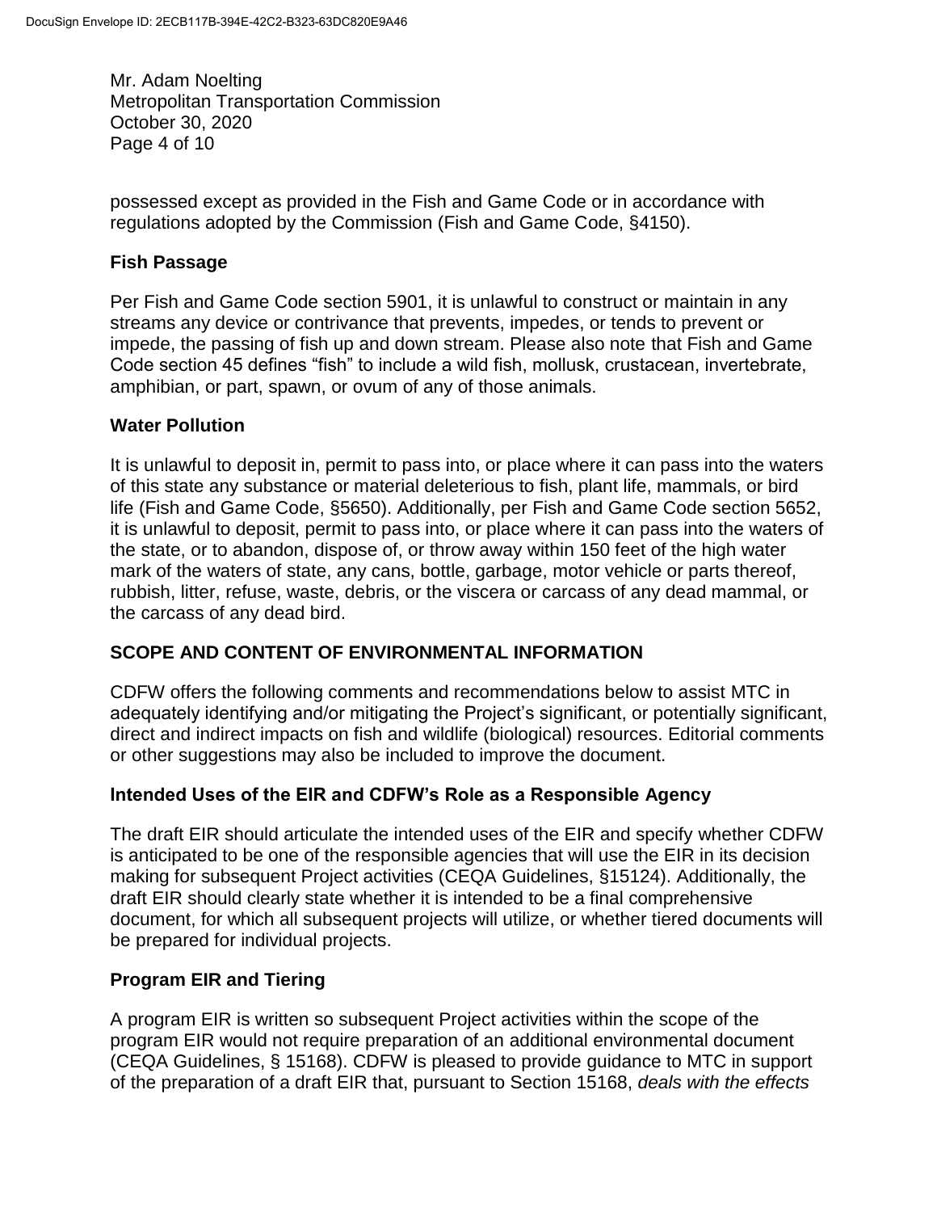possessed except as provided in the Fish and Game Code or in accordance with regulations adopted by the Commission (Fish and Game Code, §4150).

### Fish Passage

Per Fish and Game Code section 5901, it is unlawful to construct or maintain in any streams any device or contrivance that prevents, impedes, or tends to prevent or impede, the passing of fish up and down stream. Please also note that Fish and Game Code section 45 defines "fish" to include a wild fish, mollusk, crustacean, invertebrate, amphibian, or part, spawn, or ovum of any of those animals.

### Water Pollution

It is unlawful to deposit in, permit to pass into, or place where it can pass into the waters of this state any substance or material deleterious to fish, plant life, mammals, or bird life (Fish and Game Code, §5650). Additionally, per Fish and Game Code section 5652, it is unlawful to deposit, permit to pass into, or place where it can pass into the waters of the state, or to abandon, dispose of, or throw away within 150 feet of the high water mark of the waters of state, any cans, bottle, garbage, motor vehicle or parts thereof, rubbish, litter, refuse, waste, debris, or the viscera or carcass of any dead mammal, or the carcass of any dead bird.

## SCOPE AND CONTENT OF ENVIRONMENTAL INFORMATION

CDFW offers the following comments and recommendations below to assist MTC in adequately identifying and/or mitigating the Project's significant, or potentially significant, direct and indirect impacts on fish and wildlife (biological) resources. Editorial comments or other suggestions may also be included to improve the document.

### Intended Uses of the EIR and CDFW's Role as a Responsible Agency

The draft EIR should articulate the intended uses of the EIR and specify whether CDFW is anticipated to be one of the responsible agencies that will use the EIR in its decision making for subsequent Project activities (CEQA Guidelines, §15124). Additionally, the draft EIR should clearly state whether it is intended to be a final comprehensive document, for which all subsequent projects will utilize, or whether tiered documents will be prepared for individual projects.

### Program EIR and Tiering

A program EIR is written so subsequent Project activities within the scope of the program EIR would not require preparation of an additional environmental document (CEQA Guidelines, § 15168). CDFW is pleased to provide guidance to MTC in support of the preparation of a draft EIR that, pursuant to Section 15168, *deals with the effects*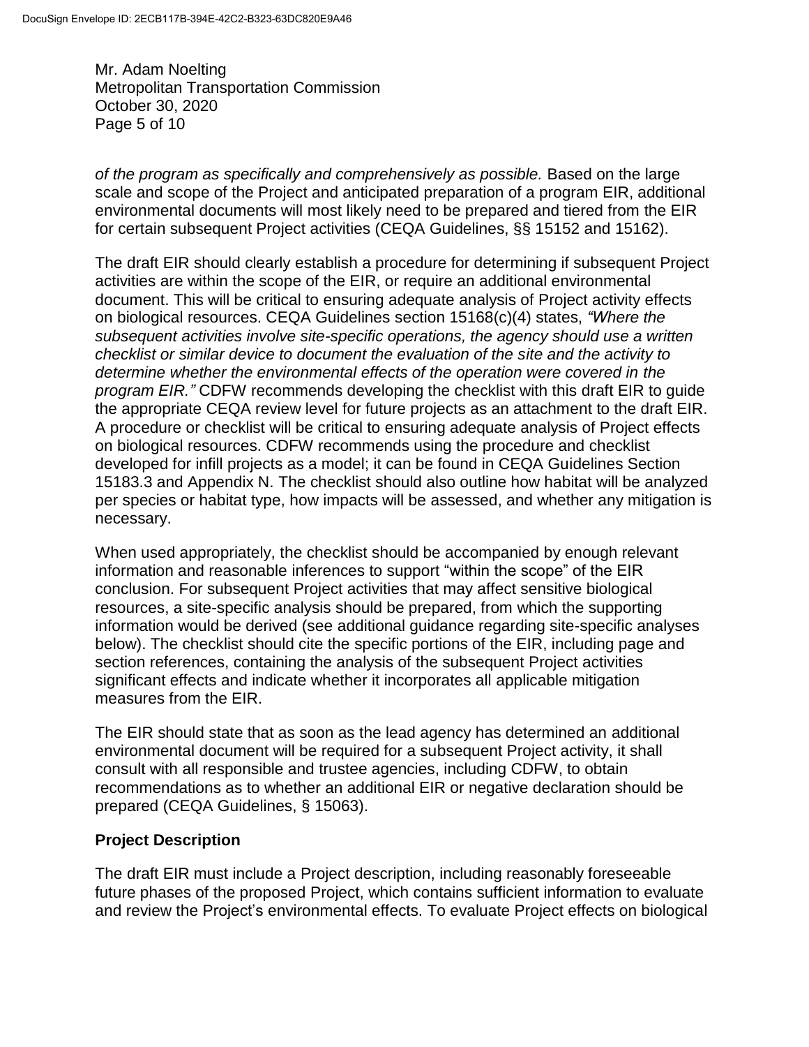*of the program as specifically and comprehensively as possible.* Based on the large scale and scope of the Project and anticipated preparation of a program EIR, additional environmental documents will most likely need to be prepared and tiered from the EIR for certain subsequent Project activities (CEQA Guidelines, §§ 15152 and 15162).

The draft EIR should clearly establish a procedure for determining if subsequent Project activities are within the scope of the EIR, or require an additional environmental document. This will be critical to ensuring adequate analysis of Project activity effects on biological resources. CEQA Guidelines section 15168(c)(4) states, *"Where the subsequent activities involve site-specific operations, the agency should use a written checklist or similar device to document the evaluation of the site and the activity to determine whether the environmental effects of the operation were covered in the program EIR."* CDFW recommends developing the checklist with this draft EIR to guide the appropriate CEQA review level for future projects as an attachment to the draft EIR. A procedure or checklist will be critical to ensuring adequate analysis of Project effects on biological resources. CDFW recommends using the procedure and checklist developed for infill projects as a model; it can be found in CEQA Guidelines Section 15183.3 and Appendix N. The checklist should also outline how habitat will be analyzed per species or habitat type, how impacts will be assessed, and whether any mitigation is necessary.

When used appropriately, the checklist should be accompanied by enough relevant information and reasonable inferences to support "within the scope" of the EIR conclusion. For subsequent Project activities that may affect sensitive biological resources, a site-specific analysis should be prepared, from which the supporting information would be derived (see additional guidance regarding site-specific analyses below). The checklist should cite the specific portions of the EIR, including page and section references, containing the analysis of the subsequent Project activities significant effects and indicate whether it incorporates all applicable mitigation measures from the EIR.

The EIR should state that as soon as the lead agency has determined an additional environmental document will be required for a subsequent Project activity, it shall consult with all responsible and trustee agencies, including CDFW, to obtain recommendations as to whether an additional EIR or negative declaration should be prepared (CEQA Guidelines, § 15063).

**Project Description**

The draft EIR must include a Project description, including reasonably foreseeable future phases of the proposed Project, which contains sufficient information to evaluate and review the Project's environmental effects. To evaluate Project effects on biological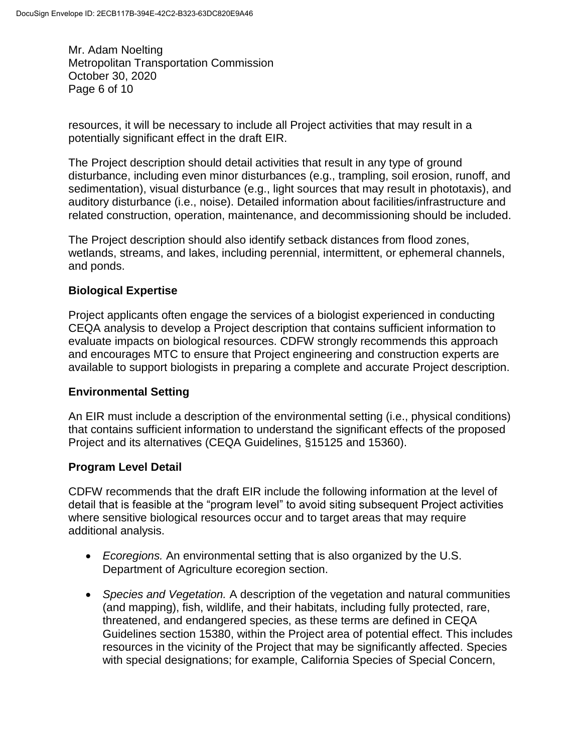resources, it will be necessary to include all Project activities that may result in a potentially significant effect in the draft EIR.

The Project description should detail activities that result in any type of ground disturbance, including even minor disturbances (e.g., trampling, soil erosion, runoff, and sedimentation), visual disturbance (e.g., light sources that may result in phototaxis), and auditory disturbance (i.e., noise). Detailed information about facilities/infrastructure and related construction, operation, maintenance, and decommissioning should be included.

The Project description should also identify setback distances from flood zones, wetlands, streams, and lakes, including perennial, intermittent, or ephemeral channels, and ponds.

**Biological Expertise**

Project applicants often engage the services of a biologist experienced in conducting CEQA analysis to develop a Project description that contains sufficient information to evaluate impacts on biological resources. CDFW strongly recommends this approach and encourages MTC to ensure that Project engineering and construction experts are available to support biologists in preparing a complete and accurate Project description.

**Environmental Setting**

An EIR must include a description of the environmental setting (i.e., physical conditions) that contains sufficient information to understand the significant effects of the proposed Project and its alternatives (CEQA Guidelines, §15125 and 15360).

**Program Level Detail**

CDFW recommends that the draft EIR include the following information at the level of detail that is feasible at the "program level" to avoid siting subsequent Project activities where sensitive biological resources occur and to target areas that may require additional analysis.

- *Ecoregions.* An environmental setting that is also organized by the U.S. Department of Agriculture ecoregion section.
- *Species and Vegetation.* A description of the vegetation and natural communities (and mapping), fish, wildlife, and their habitats, including fully protected, rare, threatened, and endangered species, as these terms are defined in CEQA Guidelines section 15380, within the Project area of potential effect. This includes resources in the vicinity of the Project that may be significantly affected. Species with special designations; for example, California Species of Special Concern,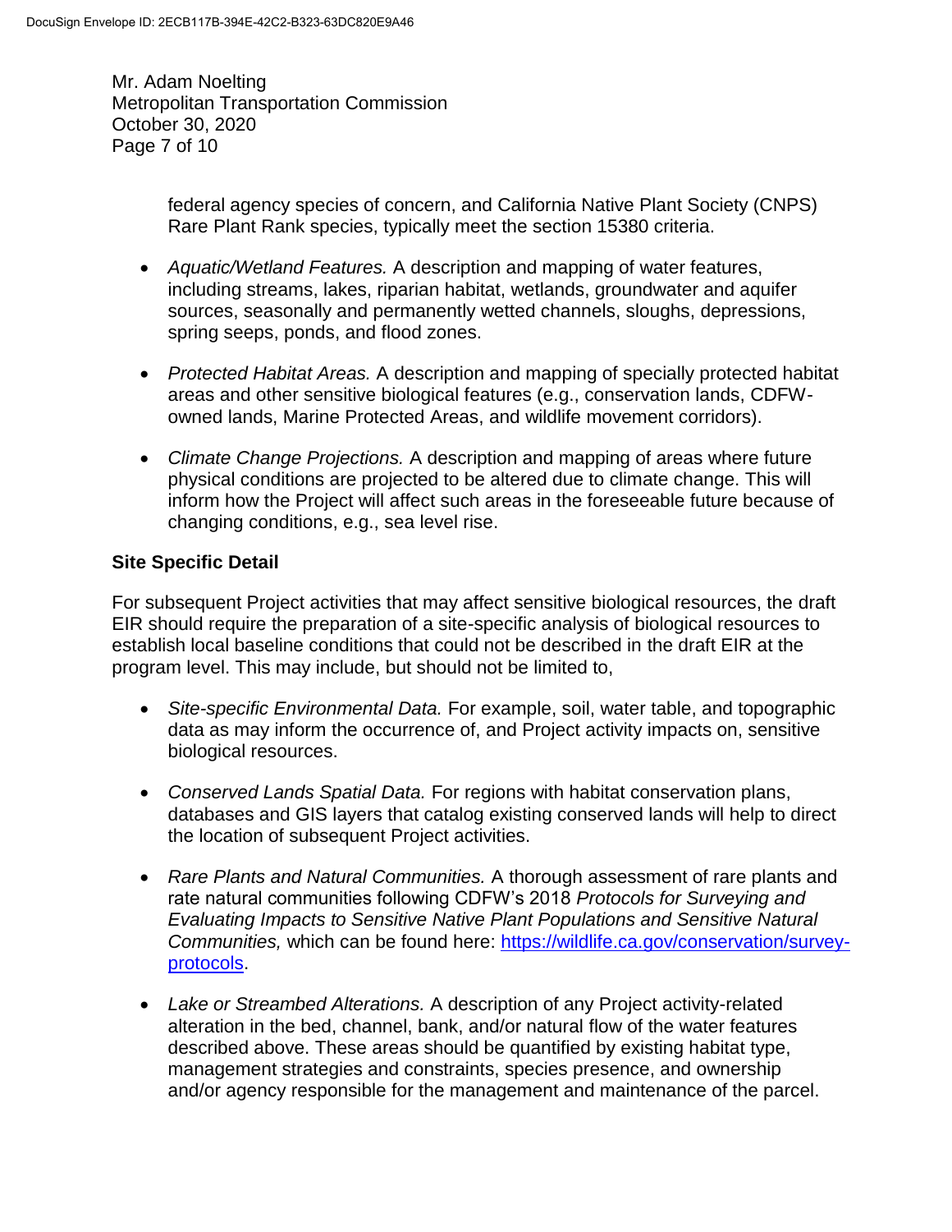federal agency species of concern, and California Native Plant Society (CNPS) Rare Plant Rank species, typically meet the section 15380 criteria.

- *Aquatic/Wetland Features.* A description and mapping of water features, including streams, lakes, riparian habitat, wetlands, groundwater and aquifer sources, seasonally and permanently wetted channels, sloughs, depressions, spring seeps, ponds, and flood zones.

- *Protected Habitat Areas.* A description and mapping of specially protected habitat areas and other sensitive biological features (e.g., conservation lands, CDFW-owned lands, Marine Protected Areas, and wildlife movement corridors).

- *Climate Change Projections.* A description and mapping of areas where future physical conditions are projected to be altered due to climate change. This will inform how the Project will affect such areas in the foreseeable future because of changing conditions, e.g., sea level rise.

**Site Specific Detail**

For subsequent Project activities that may affect sensitive biological resources, the draft EIR should require the preparation of a site-specific analysis of biological resources to establish local baseline conditions that could not be described in the draft EIR at the program level. This may include, but should not be limited to,

- *Site-specific Environmental Data.* For example, soil, water table, and topographic data as may inform the occurrence of, and Project activity impacts on, sensitive biological resources.

- *Conserved Lands Spatial Data.* For regions with habitat conservation plans, databases and GIS layers that catalog existing conserved lands will help to direct the location of subsequent Project activities.

- *Rare Plants and Natural Communities.* A thorough assessment of rare plants and rate natural communities following CDFW's 2018 *Protocols for Surveying and Evaluating Impacts to Sensitive Native Plant Populations and Sensitive Natural Communities,* which can be found here: [https://wildlife.ca.gov/conservation/survey-protocols](https://wildlife.ca.gov/conservation/survey-protocols).

- *Lake or Streambed Alterations.* A description of any Project activity-related alteration in the bed, channel, bank, and/or natural flow of the water features described above. These areas should be quantified by existing habitat type, management strategies and constraints, species presence, and ownership and/or agency responsible for the management and maintenance of the parcel.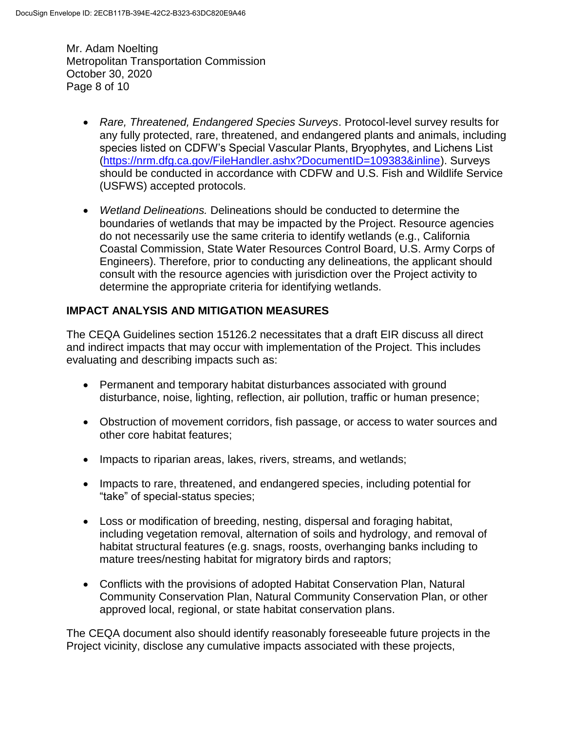Mr. Adam Noelting
Metropolitan Transportation Commission
October 30, 2020

- *Rare, Threatened, Endangered Species Surveys*. Protocol-level survey results for any fully protected, rare, threatened, and endangered plants and animals, including species listed on CDFW's Special Vascular Plants, Bryophytes, and Lichens List (https://nrm.dfg.ca.gov/FileHandler.ashx?DocumentID=109383&inline). Surveys should be conducted in accordance with CDFW and U.S. Fish and Wildlife Service (USFWS) accepted protocols.

- *Wetland Delineations.* Delineations should be conducted to determine the boundaries of wetlands that may be impacted by the Project. Resource agencies do not necessarily use the same criteria to identify wetlands (e.g., California Coastal Commission, State Water Resources Control Board, U.S. Army Corps of Engineers). Therefore, prior to conducting any delineations, the applicant should consult with the resource agencies with jurisdiction over the Project activity to determine the appropriate criteria for identifying wetlands.

## IMPACT ANALYSIS AND MITIGATION MEASURES

The CEQA Guidelines section 15126.2 necessitates that a draft EIR discuss all direct and indirect impacts that may occur with implementation of the Project. This includes evaluating and describing impacts such as:

- Permanent and temporary habitat disturbances associated with ground disturbance, noise, lighting, reflection, air pollution, traffic or human presence;

- Obstruction of movement corridors, fish passage, or access to water sources and other core habitat features;

- Impacts to riparian areas, lakes, rivers, streams, and wetlands;

- Impacts to rare, threatened, and endangered species, including potential for "take" of special-status species;

- Loss or modification of breeding, nesting, dispersal and foraging habitat, including vegetation removal, alternation of soils and hydrology, and removal of habitat structural features (e.g. snags, roosts, overhanging banks including to mature trees/nesting habitat for migratory birds and raptors;

- Conflicts with the provisions of adopted Habitat Conservation Plan, Natural Community Conservation Plan, Natural Community Conservation Plan, or other approved local, regional, or state habitat conservation plans.

The CEQA document also should identify reasonably foreseeable future projects in the Project vicinity, disclose any cumulative impacts associated with these projects,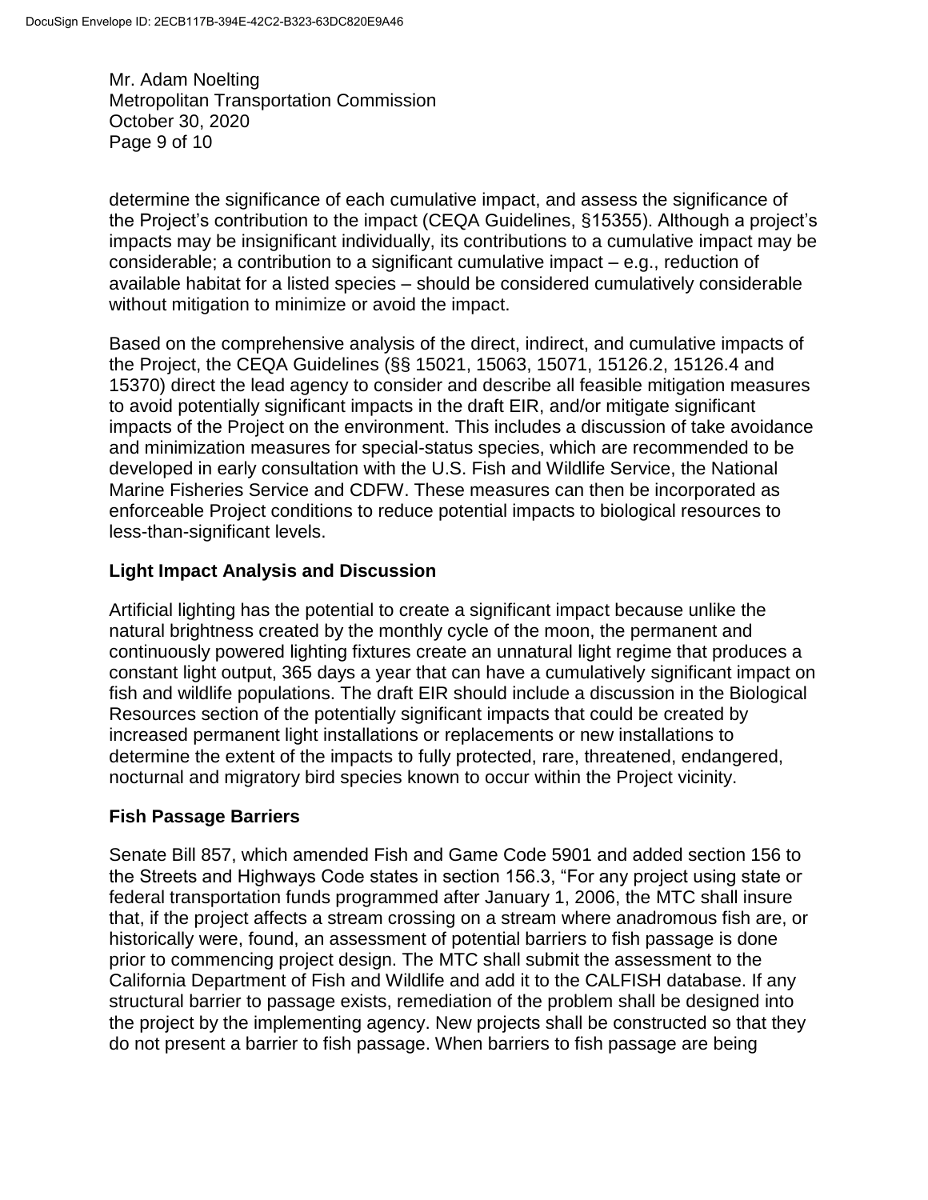determine the significance of each cumulative impact, and assess the significance of the Project's contribution to the impact (CEQA Guidelines, §15355). Although a project's impacts may be insignificant individually, its contributions to a cumulative impact may be considerable; a contribution to a significant cumulative impact – e.g., reduction of available habitat for a listed species – should be considered cumulatively considerable without mitigation to minimize or avoid the impact.

Based on the comprehensive analysis of the direct, indirect, and cumulative impacts of the Project, the CEQA Guidelines (§§ 15021, 15063, 15071, 15126.2, 15126.4 and 15370) direct the lead agency to consider and describe all feasible mitigation measures to avoid potentially significant impacts in the draft EIR, and/or mitigate significant impacts of the Project on the environment. This includes a discussion of take avoidance and minimization measures for special-status species, which are recommended to be developed in early consultation with the U.S. Fish and Wildlife Service, the National Marine Fisheries Service and CDFW. These measures can then be incorporated as enforceable Project conditions to reduce potential impacts to biological resources to less-than-significant levels.

**Light Impact Analysis and Discussion**

Artificial lighting has the potential to create a significant impact because unlike the natural brightness created by the monthly cycle of the moon, the permanent and continuously powered lighting fixtures create an unnatural light regime that produces a constant light output, 365 days a year that can have a cumulatively significant impact on fish and wildlife populations. The draft EIR should include a discussion in the Biological Resources section of the potentially significant impacts that could be created by increased permanent light installations or replacements or new installations to determine the extent of the impacts to fully protected, rare, threatened, endangered, nocturnal and migratory bird species known to occur within the Project vicinity.

**Fish Passage Barriers**

Senate Bill 857, which amended Fish and Game Code 5901 and added section 156 to the Streets and Highways Code states in section 156.3, "For any project using state or federal transportation funds programmed after January 1, 2006, the MTC shall insure that, if the project affects a stream crossing on a stream where anadromous fish are, or historically were, found, an assessment of potential barriers to fish passage is done prior to commencing project design. The MTC shall submit the assessment to the California Department of Fish and Wildlife and add it to the CALFISH database. If any structural barrier to passage exists, remediation of the problem shall be designed into the project by the implementing agency. New projects shall be constructed so that they do not present a barrier to fish passage. When barriers to fish passage are being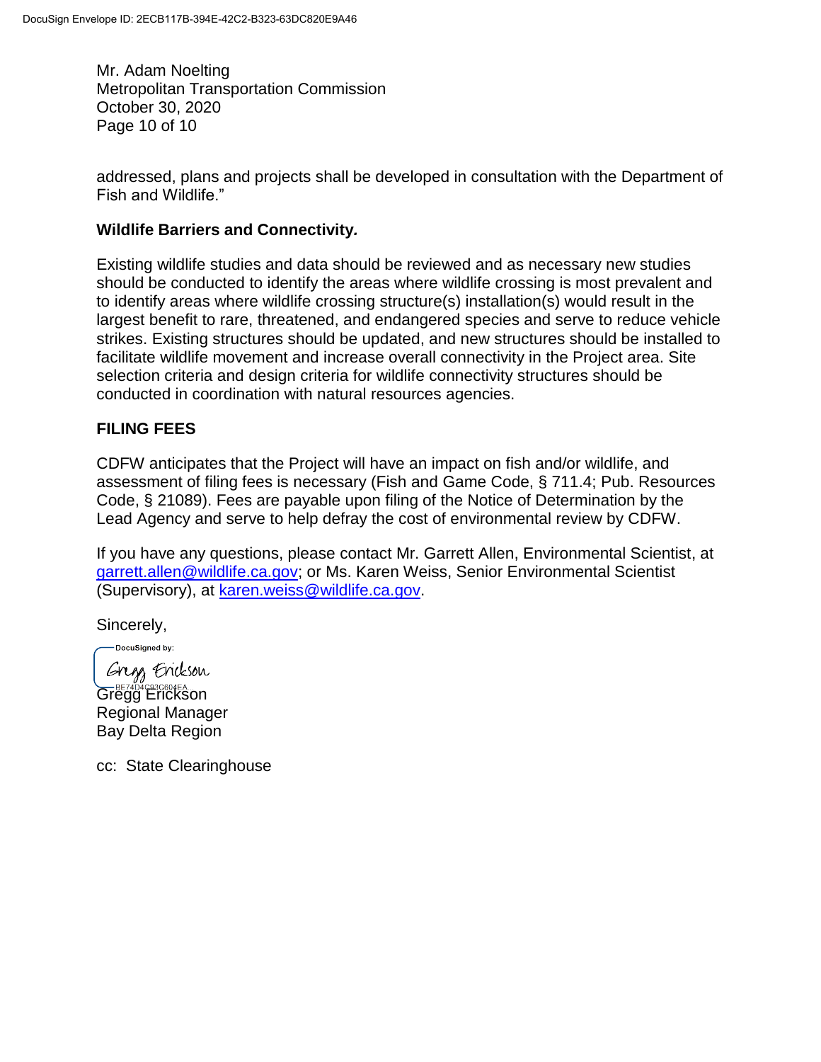addressed, plans and projects shall be developed in consultation with the Department of Fish and Wildlife."

**Wildlife Barriers and Connectivity.**

Existing wildlife studies and data should be reviewed and as necessary new studies should be conducted to identify the areas where wildlife crossing is most prevalent and to identify areas where wildlife crossing structure(s) installation(s) would result in the largest benefit to rare, threatened, and endangered species and serve to reduce vehicle strikes. Existing structures should be updated, and new structures should be installed to facilitate wildlife movement and increase overall connectivity in the Project area. Site selection criteria and design criteria for wildlife connectivity structures should be conducted in coordination with natural resources agencies.

## FILING FEES

CDFW anticipates that the Project will have an impact on fish and/or wildlife, and assessment of filing fees is necessary (Fish and Game Code, § 711.4; Pub. Resources Code, § 21089). Fees are payable upon filing of the Notice of Determination by the Lead Agency and serve to help defray the cost of environmental review by CDFW.

If you have any questions, please contact Mr. Garrett Allen, Environmental Scientist, at garrett.allen@wildlife.ca.gov; or Ms. Karen Weiss, Senior Environmental Scientist (Supervisory), at karen.weiss@wildlife.ca.gov.

Sincerely,

DocuSigned by:
Gregg Erickson
BE74D4C93C604EA

Gregg Erickson
Regional Manager
Bay Delta Region

cc: State Clearinghouse